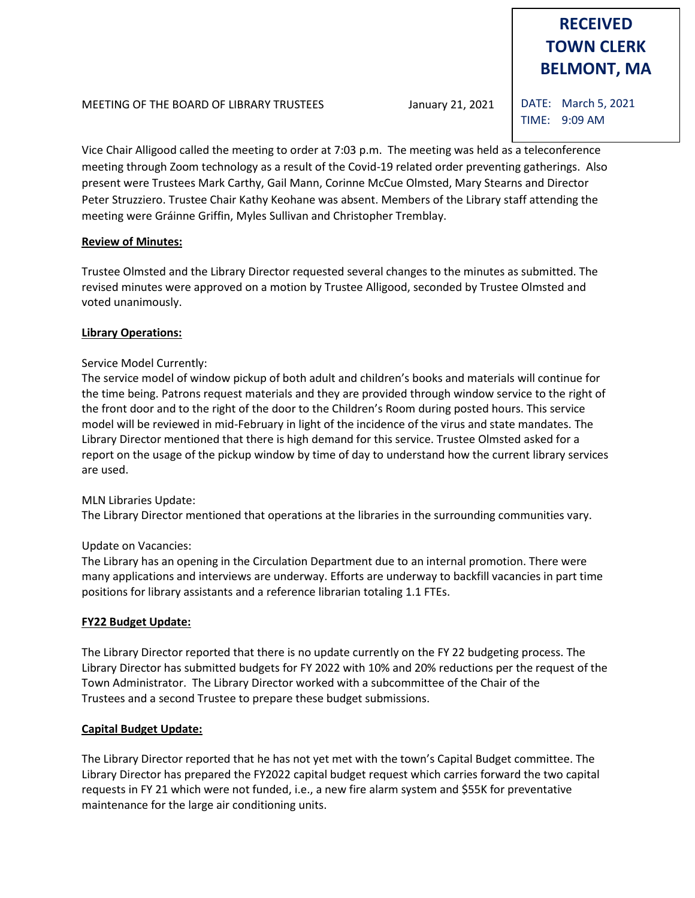**RECEIVED**
**TOWN CLERK**
**BELMONT, MA**

DATE: March 5, 2021
TIME: 9:09 AM

MEETING OF THE BOARD OF LIBRARY TRUSTEES January 21, 2021

Vice Chair Alligood called the meeting to order at 7:03 p.m. The meeting was held as a teleconference meeting through Zoom technology as a result of the Covid-19 related order preventing gatherings. Also present were Trustees Mark Carthy, Gail Mann, Corinne McCue Olmsted, Mary Stearns and Director Peter Struzziero. Trustee Chair Kathy Keohane was absent. Members of the Library staff attending the meeting were Gráinne Griffin, Myles Sullivan and Christopher Tremblay.

**Review of Minutes:**

Trustee Olmsted and the Library Director requested several changes to the minutes as submitted. The revised minutes were approved on a motion by Trustee Alligood, seconded by Trustee Olmsted and voted unanimously.

**Library Operations:**

Service Model Currently:
The service model of window pickup of both adult and children's books and materials will continue for the time being. Patrons request materials and they are provided through window service to the right of the front door and to the right of the door to the Children's Room during posted hours. This service model will be reviewed in mid-February in light of the incidence of the virus and state mandates. The Library Director mentioned that there is high demand for this service. Trustee Olmsted asked for a report on the usage of the pickup window by time of day to understand how the current library services are used.

MLN Libraries Update:
The Library Director mentioned that operations at the libraries in the surrounding communities vary.

Update on Vacancies:
The Library has an opening in the Circulation Department due to an internal promotion. There were many applications and interviews are underway. Efforts are underway to backfill vacancies in part time positions for library assistants and a reference librarian totaling 1.1 FTEs.

**FY22 Budget Update:**

The Library Director reported that there is no update currently on the FY 22 budgeting process. The Library Director has submitted budgets for FY 2022 with 10% and 20% reductions per the request of the Town Administrator. The Library Director worked with a subcommittee of the Chair of the Trustees and a second Trustee to prepare these budget submissions.

**Capital Budget Update:**

The Library Director reported that he has not yet met with the town's Capital Budget committee. The Library Director has prepared the FY2022 capital budget request which carries forward the two capital requests in FY 21 which were not funded, i.e., a new fire alarm system and $55K for preventative maintenance for the large air conditioning units.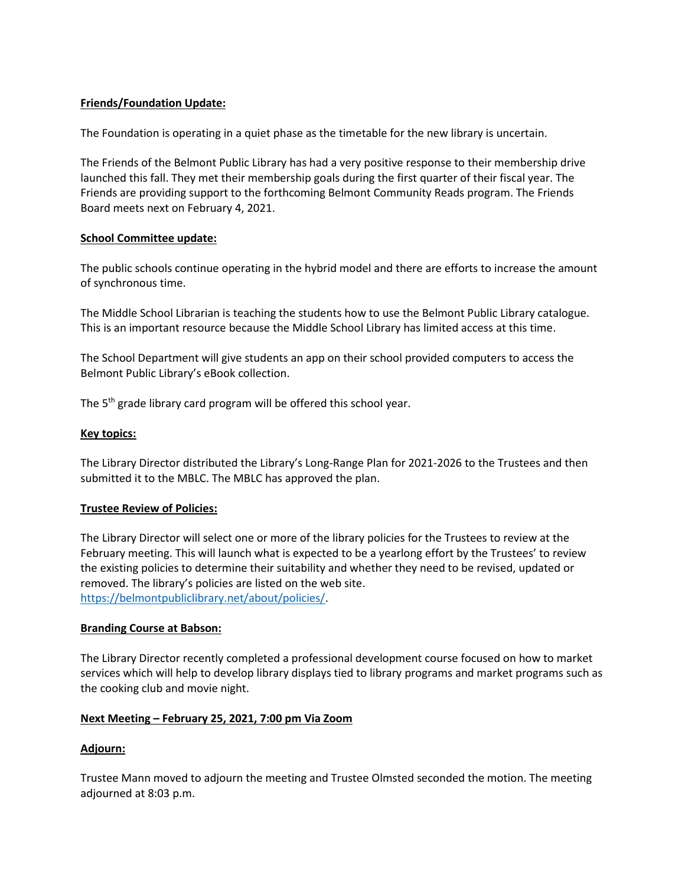**Friends/Foundation Update:**

The Foundation is operating in a quiet phase as the timetable for the new library is uncertain.

The Friends of the Belmont Public Library has had a very positive response to their membership drive launched this fall. They met their membership goals during the first quarter of their fiscal year. The Friends are providing support to the forthcoming Belmont Community Reads program. The Friends Board meets next on February 4, 2021.

**School Committee update:**

The public schools continue operating in the hybrid model and there are efforts to increase the amount of synchronous time.

The Middle School Librarian is teaching the students how to use the Belmont Public Library catalogue. This is an important resource because the Middle School Library has limited access at this time.

The School Department will give students an app on their school provided computers to access the Belmont Public Library's eBook collection.

The 5th grade library card program will be offered this school year.

**Key topics:**

The Library Director distributed the Library's Long-Range Plan for 2021-2026 to the Trustees and then submitted it to the MBLC. The MBLC has approved the plan.

**Trustee Review of Policies:**

The Library Director will select one or more of the library policies for the Trustees to review at the February meeting. This will launch what is expected to be a yearlong effort by the Trustees' to review the existing policies to determine their suitability and whether they need to be revised, updated or removed. The library's policies are listed on the web site. https://belmontpubliclibrary.net/about/policies/.

**Branding Course at Babson:**

The Library Director recently completed a professional development course focused on how to market services which will help to develop library displays tied to library programs and market programs such as the cooking club and movie night.

**Next Meeting – February 25, 2021, 7:00 pm Via Zoom**

**Adjourn:**

Trustee Mann moved to adjourn the meeting and Trustee Olmsted seconded the motion. The meeting adjourned at 8:03 p.m.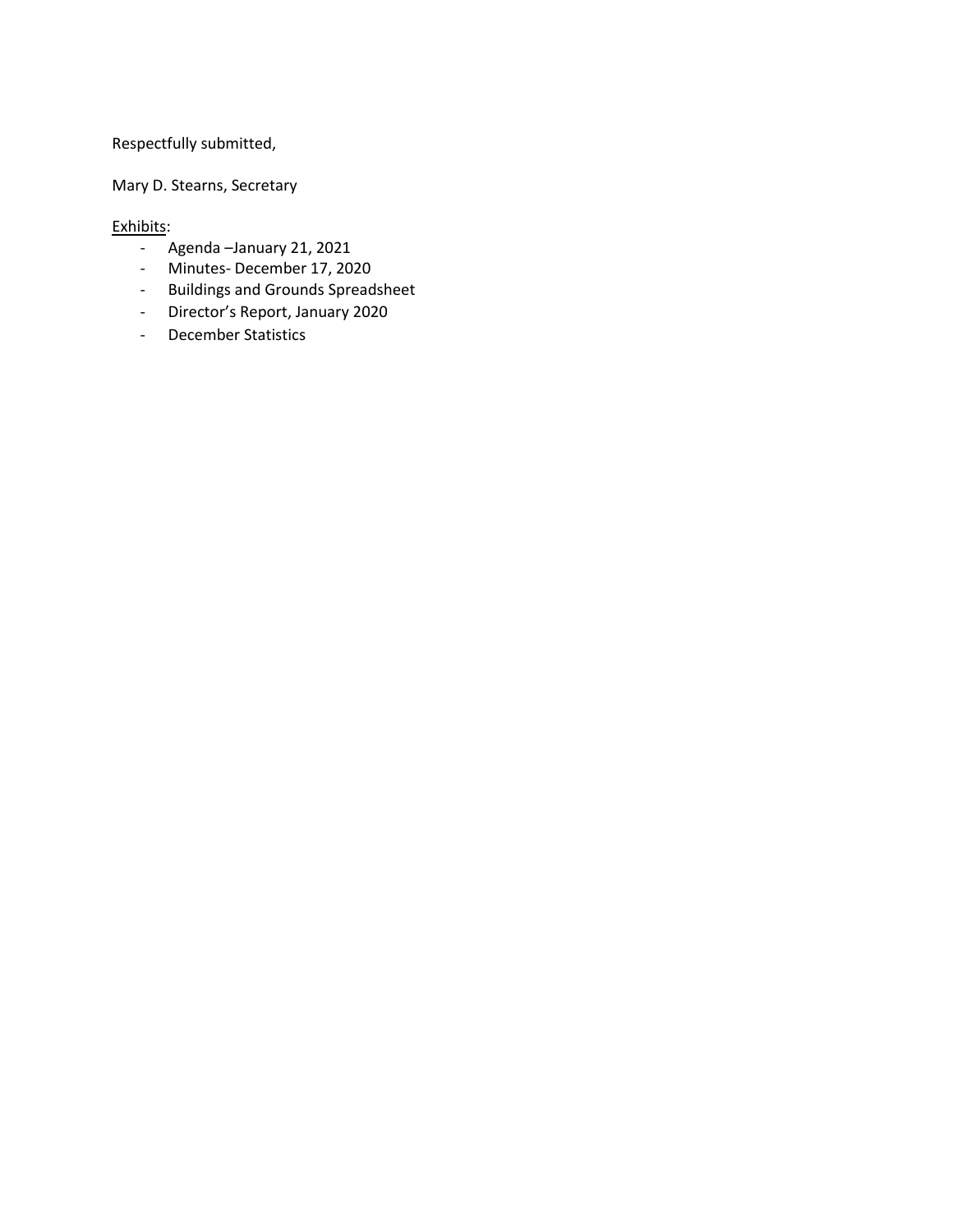Respectfully submitted,

Mary D. Stearns, Secretary

Exhibits:

- Agenda –January 21, 2021
- Minutes- December 17, 2020
- Buildings and Grounds Spreadsheet
- Director's Report, January 2020
- December Statistics